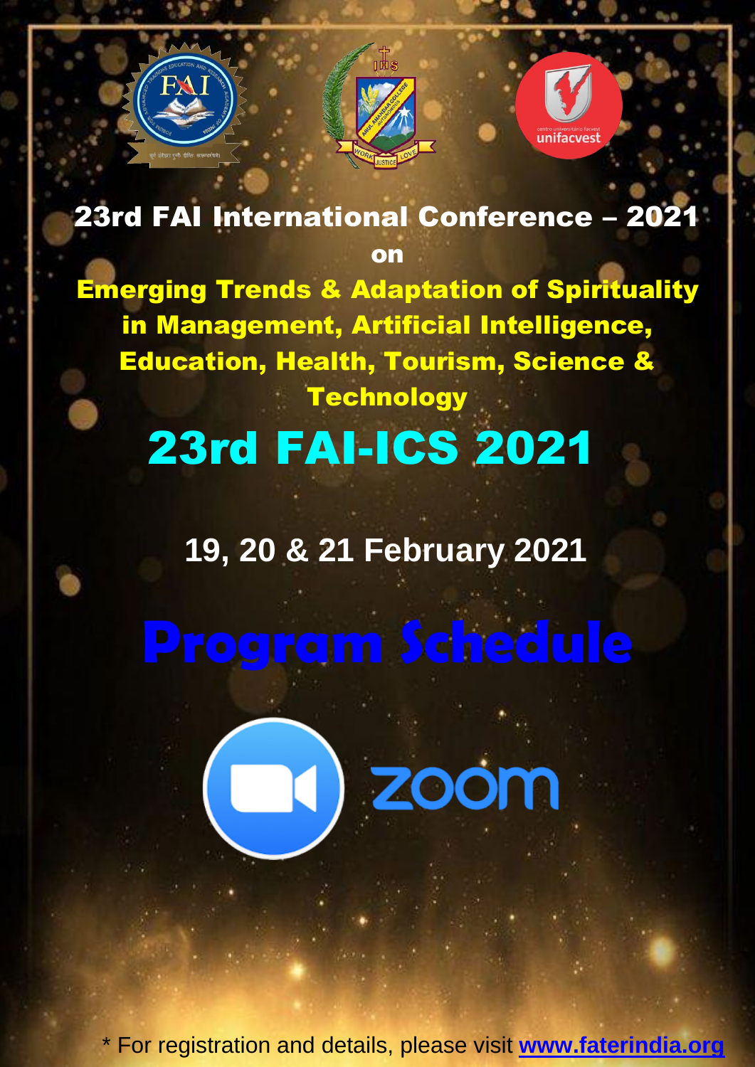# 23rd FAI International Conference – 2021

on

## Emerging Trends & Adaptation of Spirituality in Management, Artificial Intelligence, Education, Health, Tourism, Science & Technology

# 23rd FAI-ICS 2021

## 19, 20 & 21 February 2021

# Program Schedule

zoom

\* For registration and details, please visit **www.faterindia.org**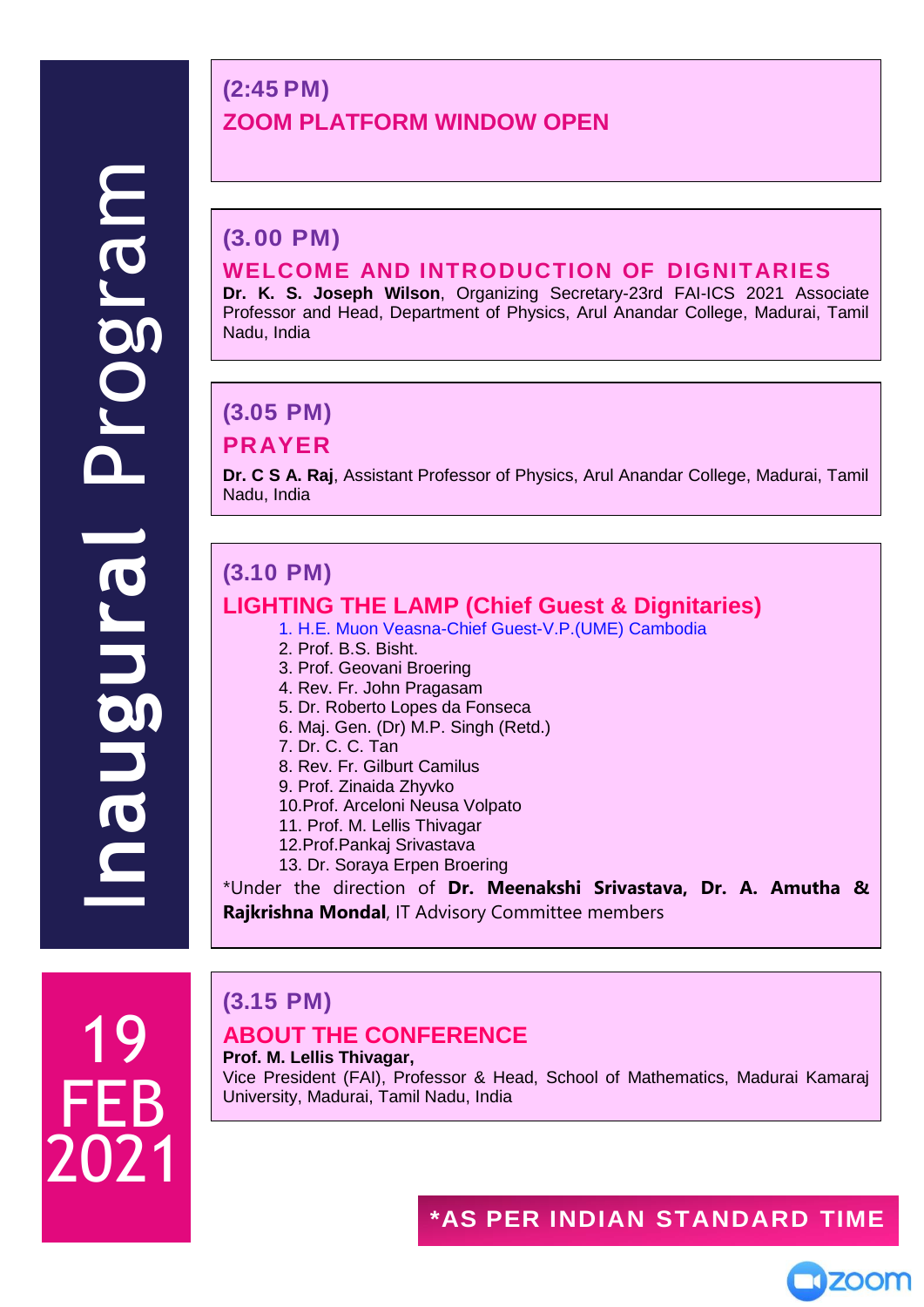# Inaugural Program

**19 FEB 2021**

**(2:45 PM)**

## ZOOM PLATFORM WINDOW OPEN

**(3.00 PM)**

## WELCOME AND INTRODUCTION OF DIGNITARIES

**Dr. K. S. Joseph Wilson**, Organizing Secretary-23rd FAI-ICS 2021 Associate Professor and Head, Department of Physics, Arul Anandar College, Madurai, Tamil Nadu, India

**(3.05 PM)**

## PRAYER

**Dr. C S A. Raj**, Assistant Professor of Physics, Arul Anandar College, Madurai, Tamil Nadu, India

**(3.10 PM)**

## LIGHTING THE LAMP (Chief Guest & Dignitaries)

1. H.E. Muon Veasna-Chief Guest-V.P.(UME) Cambodia
2. Prof. B.S. Bisht.
3. Prof. Geovani Broering
4. Rev. Fr. John Pragasam
5. Dr. Roberto Lopes da Fonseca
6. Maj. Gen. (Dr) M.P. Singh (Retd.)
7. Dr. C. C. Tan
8. Rev. Fr. Gilburt Camilus
9. Prof. Zinaida Zhyvko
10. Prof. Arceloni Neusa Volpato
11. Prof. M. Lellis Thivagar
12. Prof. Pankaj Srivastava
13. Dr. Soraya Erpen Broering

*Under the direction of **Dr. Meenakshi Srivastava, Dr. A. Amutha & Rajkrishna Mondal**, IT Advisory Committee members

**(3.15 PM)**

## ABOUT THE CONFERENCE

**Prof. M. Lellis Thivagar,**
Vice President (FAI), Professor & Head, School of Mathematics, Madurai Kamaraj University, Madurai, Tamil Nadu, India

**\*AS PER INDIAN STANDARD TIME**

zoom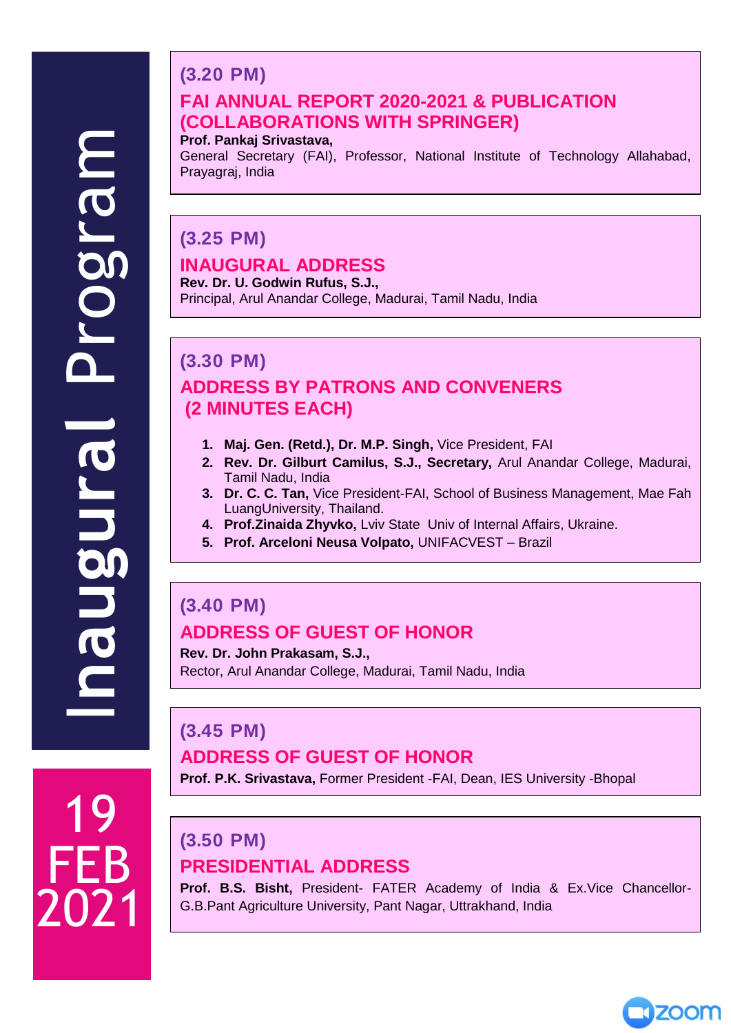# Inaugural Program

**19 FEB 2021**

## (3.20 PM)

### FAI ANNUAL REPORT 2020-2021 & PUBLICATION (COLLABORATIONS WITH SPRINGER)

**Prof. Pankaj Srivastava,**
General Secretary (FAI), Professor, National Institute of Technology Allahabad, Prayagraj, India

## (3.25 PM)

### INAUGURAL ADDRESS

**Rev. Dr. U. Godwin Rufus, S.J.,**
Principal, Arul Anandar College, Madurai, Tamil Nadu, India

## (3.30 PM)

### ADDRESS BY PATRONS AND CONVENERS (2 MINUTES EACH)

1. **Maj. Gen. (Retd.), Dr. M.P. Singh,** Vice President, FAI
2. **Rev. Dr. Gilburt Camilus, S.J., Secretary,** Arul Anandar College, Madurai, Tamil Nadu, India
3. **Dr. C. C. Tan,** Vice President-FAI, School of Business Management, Mae Fah LuangUniversity, Thailand.
4. **Prof.Zinaida Zhyvko,** Lviv State Univ of Internal Affairs, Ukraine.
5. **Prof. Arceloni Neusa Volpato,** UNIFACVEST – Brazil

## (3.40 PM)

### ADDRESS OF GUEST OF HONOR

**Rev. Dr. John Prakasam, S.J.,**
Rector, Arul Anandar College, Madurai, Tamil Nadu, India

## (3.45 PM)

### ADDRESS OF GUEST OF HONOR

**Prof. P.K. Srivastava,** Former President -FAI, Dean, IES University -Bhopal

## (3.50 PM)

### PRESIDENTIAL ADDRESS

**Prof. B.S. Bisht,** President- FATER Academy of India & Ex.Vice Chancellor-G.B.Pant Agriculture University, Pant Nagar, Uttrakhand, India

zoom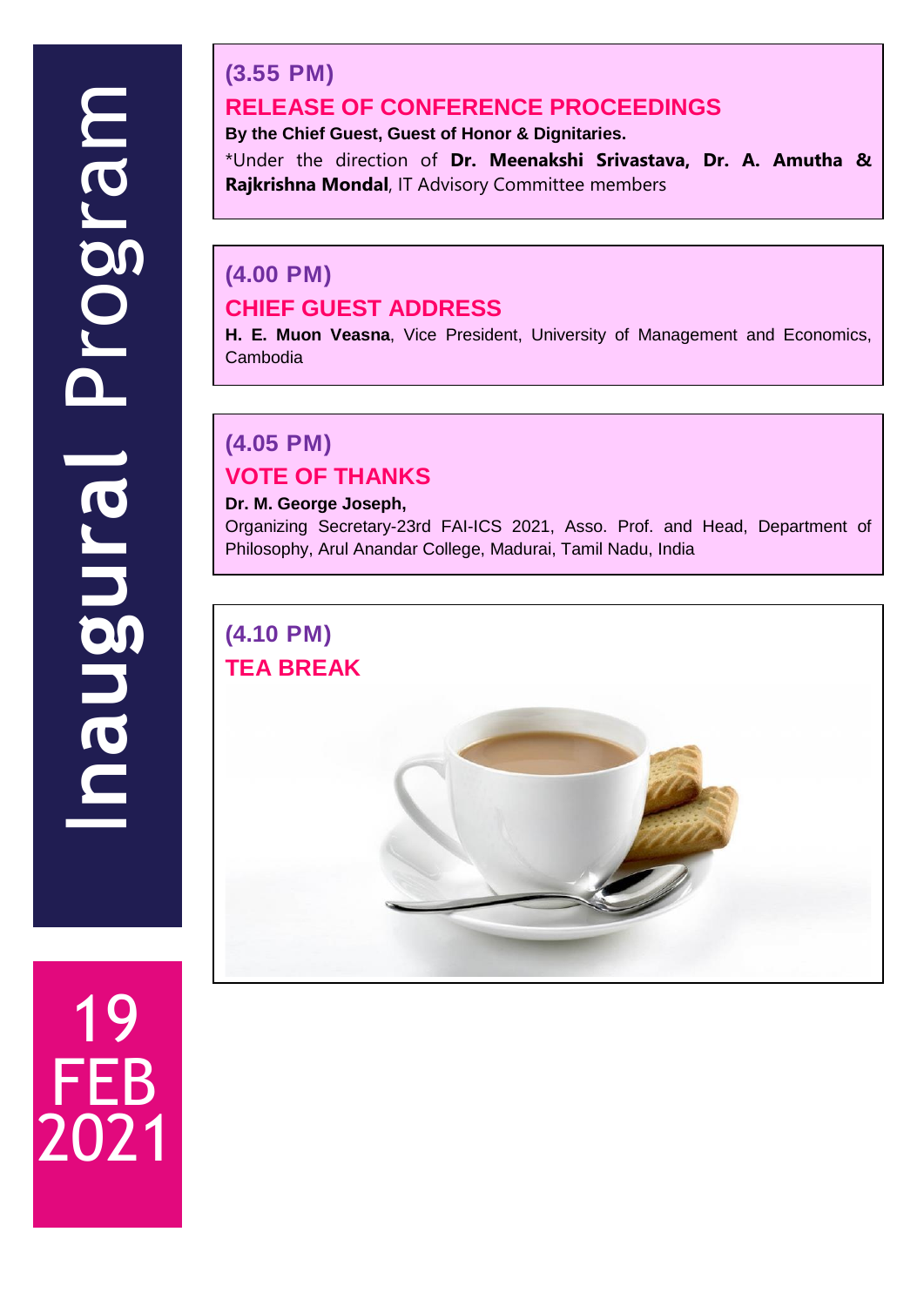# Inaugural Program

**19 FEB 2021**

**(3.55 PM)**

## RELEASE OF CONFERENCE PROCEEDINGS

**By the Chief Guest, Guest of Honor & Dignitaries.**

*Under the direction of **Dr. Meenakshi Srivastava, Dr. A. Amutha & Rajkrishna Mondal**, IT Advisory Committee members

**(4.00 PM)**

## CHIEF GUEST ADDRESS

**H. E. Muon Veasna**, Vice President, University of Management and Economics, Cambodia

**(4.05 PM)**

## VOTE OF THANKS

**Dr. M. George Joseph,**
Organizing Secretary-23rd FAI-ICS 2021, Asso. Prof. and Head, Department of Philosophy, Arul Anandar College, Madurai, Tamil Nadu, India

**(4.10 PM)**

## TEA BREAK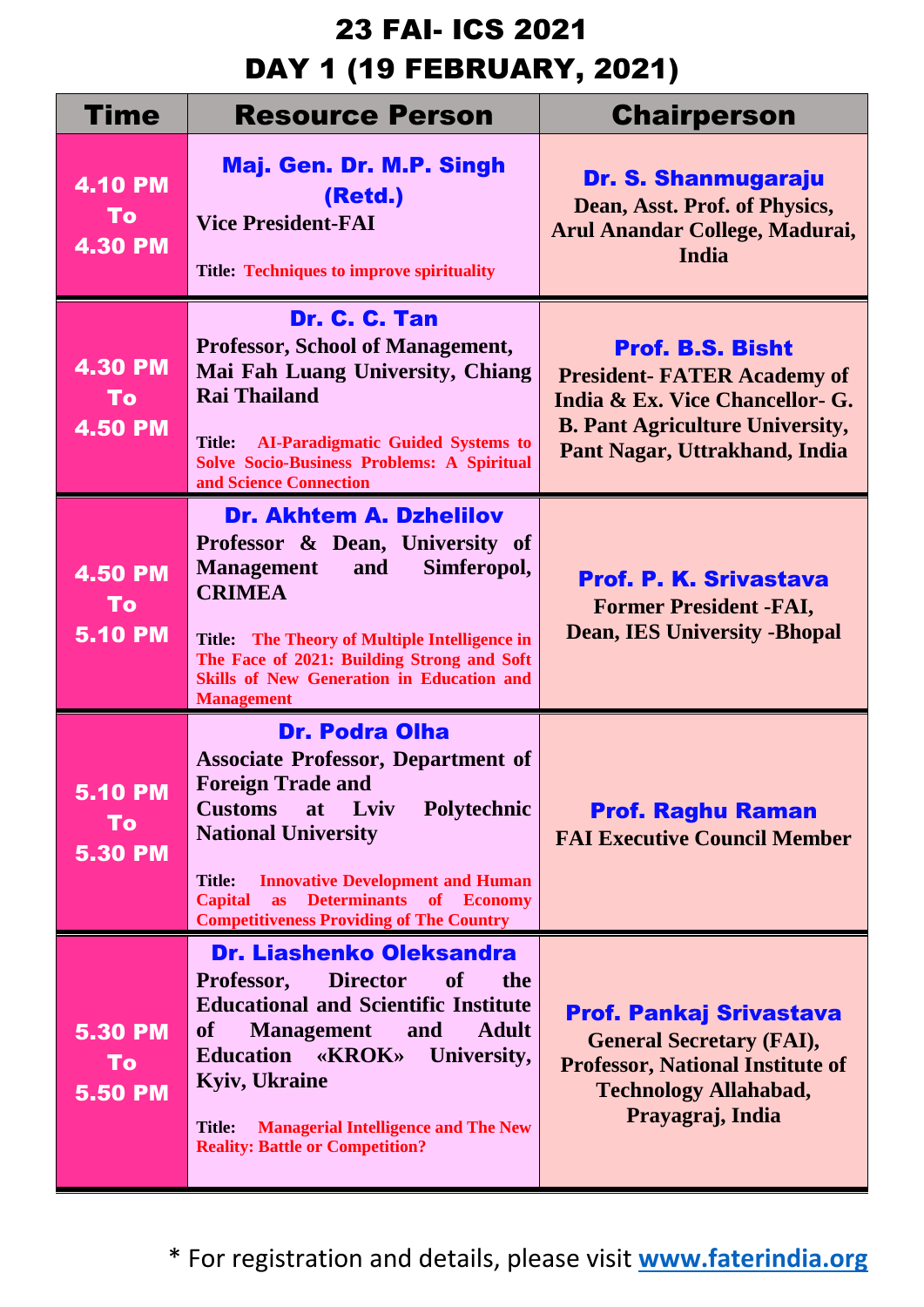# 23 FAI- ICS 2021
## DAY 1 (19 FEBRUARY, 2021)

| Time | Resource Person | Chairperson |
|---|---|---|
| 4.10 PM To 4.30 PM | **Maj. Gen. Dr. M.P. Singh (Retd.)** Vice President-FAI<br><br>**Title:** Techniques to improve spirituality | **Dr. S. Shanmugaraju** Dean, Asst. Prof. of Physics, Arul Anandar College, Madurai, India |
| 4.30 PM To 4.50 PM | **Dr. C. C. Tan** Professor, School of Management, Mai Fah Luang University, Chiang Rai Thailand<br><br>**Title:** AI-Paradigmatic Guided Systems to Solve Socio-Business Problems: A Spiritual and Science Connection | **Prof. B.S. Bisht** President- FATER Academy of India & Ex. Vice Chancellor- G. B. Pant Agriculture University, Pant Nagar, Uttrakhand, India |
| 4.50 PM To 5.10 PM | **Dr. Akhtem A. Dzhelilov** Professor & Dean, University of Management and Simferopol, CRIMEA<br><br>**Title:** The Theory of Multiple Intelligence in The Face of 2021: Building Strong and Soft Skills of New Generation in Education and Management | **Prof. P. K. Srivastava** Former President -FAI, Dean, IES University -Bhopal |
| 5.10 PM To 5.30 PM | **Dr. Podra Olha** Associate Professor, Department of Foreign Trade and Customs at Lviv Polytechnic National University<br><br>**Title:** Innovative Development and Human Capital as Determinants of Economy Competitiveness Providing of The Country | **Prof. Raghu Raman** FAI Executive Council Member |
| 5.30 PM To 5.50 PM | **Dr. Liashenko Oleksandra** Professor, Director of the Educational and Scientific Institute of Management and Adult Education «KROK» University, Kyiv, Ukraine<br><br>**Title:** Managerial Intelligence and The New Reality: Battle or Competition? | **Prof. Pankaj Srivastava** General Secretary (FAI), Professor, National Institute of Technology Allahabad, Prayagraj, India |

\* For registration and details, please visit [www.faterindia.org](http://www.faterindia.org)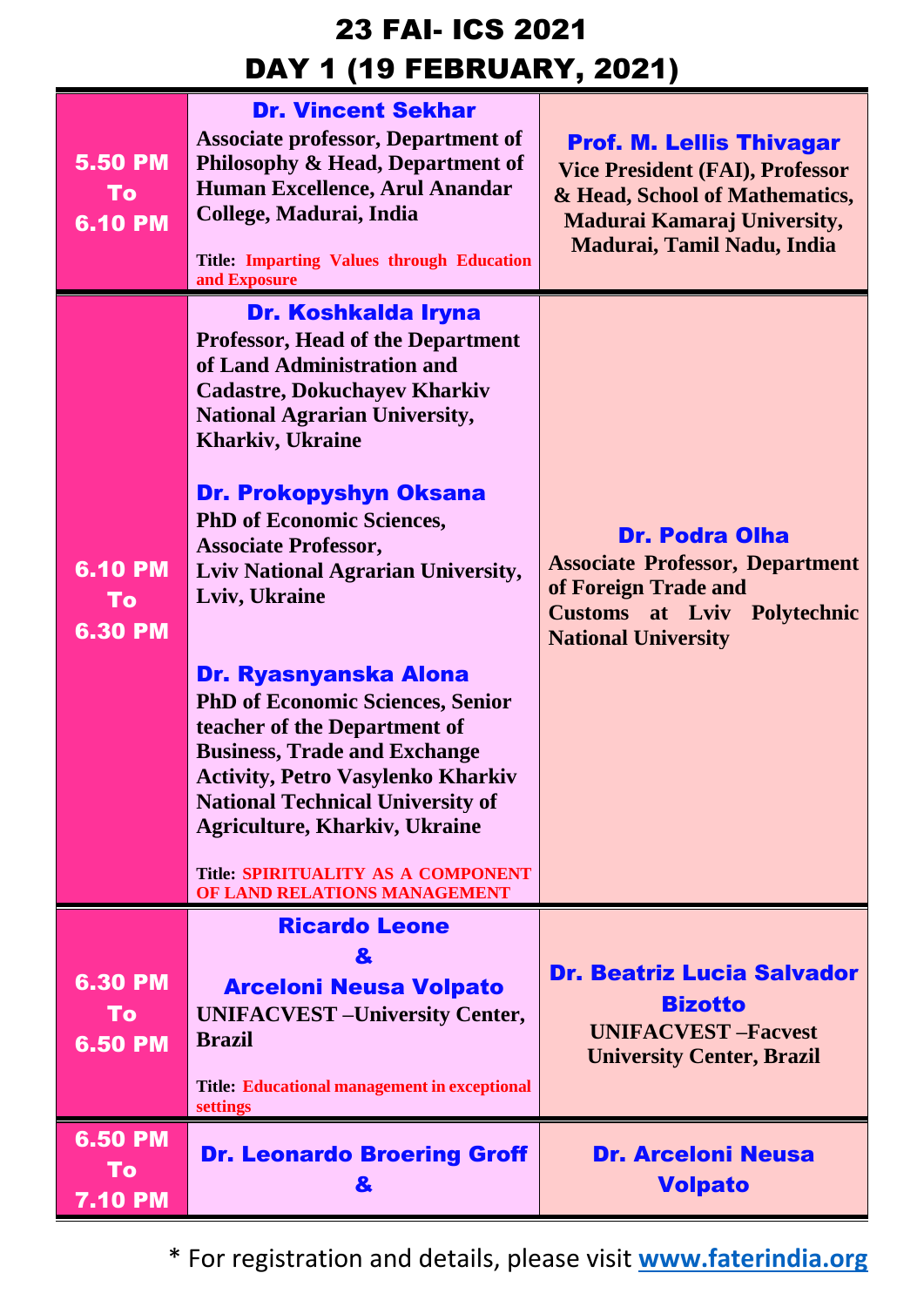# 23 FAI- ICS 2021

# DAY 1 (19 FEBRUARY, 2021)

| | | |
|---|---|---|
| 5.50 PM To 6.10 PM | **Dr. Vincent Sekhar** <br> **Associate professor, Department of Philosophy & Head, Department of Human Excellence, Arul Anandar College, Madurai, India** <br><br> **Title: Imparting Values through Education and Exposure** | **Prof. M. Lellis Thivagar** <br> **Vice President (FAI), Professor & Head, School of Mathematics, Madurai Kamaraj University, Madurai, Tamil Nadu, India** |
| 6.10 PM To 6.30 PM | **Dr. Koshkalda Iryna** <br> **Professor, Head of the Department of Land Administration and Cadastre, Dokuchayev Kharkiv National Agrarian University, Kharkiv, Ukraine** <br><br> **Dr. Prokopyshyn Oksana** <br> **PhD of Economic Sciences, Associate Professor, Lviv National Agrarian University, Lviv, Ukraine** <br><br> **Dr. Ryasnyanska Alona** <br> **PhD of Economic Sciences, Senior teacher of the Department of Business, Trade and Exchange Activity, Petro Vasylenko Kharkiv National Technical University of Agriculture, Kharkiv, Ukraine** <br><br> **Title: SPIRITUALITY AS A COMPONENT OF LAND RELATIONS MANAGEMENT** | **Dr. Podra Olha** <br> **Associate Professor, Department of Foreign Trade and Customs at Lviv Polytechnic National University** |
| 6.30 PM To 6.50 PM | **Ricardo Leone & Arceloni Neusa Volpato** <br> **UNIFACVEST –University Center, Brazil** <br><br> **Title: Educational management in exceptional settings** | **Dr. Beatriz Lucia Salvador Bizotto** <br> **UNIFACVEST –Facvest University Center, Brazil** |
| 6.50 PM To 7.10 PM | **Dr. Leonardo Broering Groff &** | **Dr. Arceloni Neusa Volpato** |

* For registration and details, please visit www.faterindia.org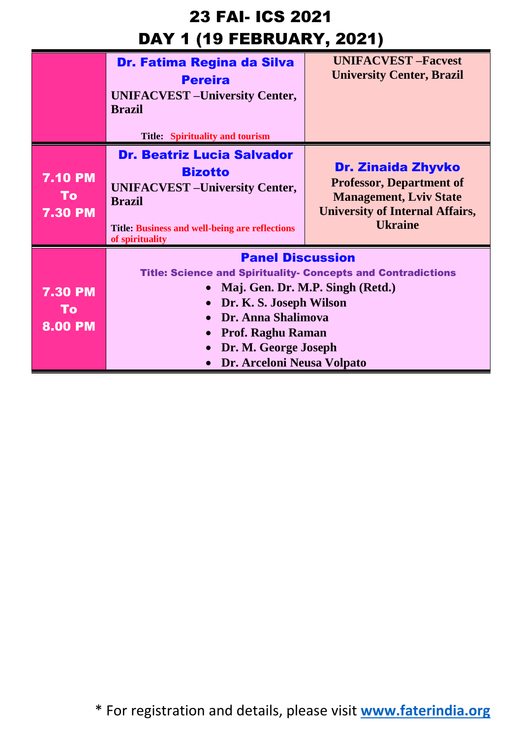# 23 FAI- ICS 2021

## DAY 1 (19 FEBRUARY, 2021)

| | | |
|---|---|---|
| | **Dr. Fatima Regina da Silva Pereira**<br>**UNIFACVEST –University Center, Brazil**<br><br>**Title: Spirituality and tourism** | **UNIFACVEST –Facvest University Center, Brazil** |
| **7.10 PM To 7.30 PM** | **Dr. Beatriz Lucia Salvador Bizotto**<br>**UNIFACVEST –University Center, Brazil**<br><br>**Title: Business and well-being are reflections of spirituality** | **Dr. Zinaida Zhyvko**<br>**Professor, Department of Management, Lviv State University of Internal Affairs, Ukraine** |
| **7.30 PM To 8.00 PM** | **Panel Discussion**<br>**Title: Science and Spirituality- Concepts and Contradictions**<br>• **Maj. Gen. Dr. M.P. Singh (Retd.)**<br>• **Dr. K. S. Joseph Wilson**<br>• **Dr. Anna Shalimova**<br>• **Prof. Raghu Raman**<br>• **Dr. M. George Joseph**<br>• **Dr. Arceloni Neusa Volpato** | |

* For registration and details, please visit **www.faterindia.org**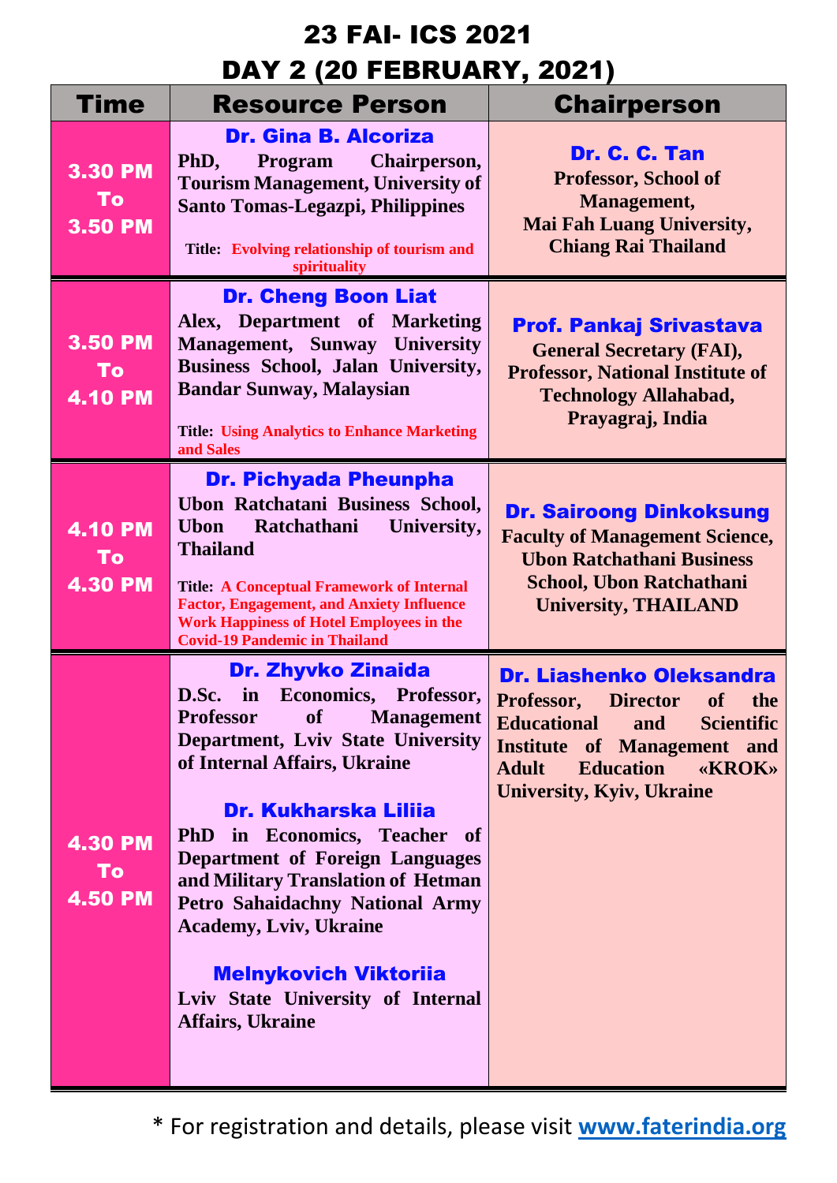# 23 FAI- ICS 2021

## DAY 2 (20 FEBRUARY, 2021)

| Time | Resource Person | Chairperson |
|---|---|---|
| 3.30 PM To 3.50 PM | **Dr. Gina B. Alcoriza**<br>PhD, Program Chairperson, Tourism Management, University of Santo Tomas-Legazpi, Philippines<br><br>Title: Evolving relationship of tourism and spirituality | **Dr. C. C. Tan**<br>Professor, School of Management,<br>Mai Fah Luang University, Chiang Rai Thailand |
| 3.50 PM To 4.10 PM | **Dr. Cheng Boon Liat**<br>Alex, Department of Marketing Management, Sunway University Business School, Jalan University, Bandar Sunway, Malaysian<br><br>Title: Using Analytics to Enhance Marketing and Sales | **Prof. Pankaj Srivastava**<br>General Secretary (FAI), Professor, National Institute of Technology Allahabad, Prayagraj, India |
| 4.10 PM To 4.30 PM | **Dr. Pichyada Pheunpha**<br>Ubon Ratchatani Business School, Ubon Ratchathani University, Thailand<br><br>Title: A Conceptual Framework of Internal Factor, Engagement, and Anxiety Influence Work Happiness of Hotel Employees in the Covid-19 Pandemic in Thailand | **Dr. Sairoong Dinkoksung**<br>Faculty of Management Science, Ubon Ratchathani Business School, Ubon Ratchathani University, THAILAND |
| 4.30 PM To 4.50 PM | **Dr. Zhyvko Zinaida**<br>D.Sc. in Economics, Professor, Professor of Management Department, Lviv State University of Internal Affairs, Ukraine<br><br>**Dr. Kukharska Liliia**<br>PhD in Economics, Teacher of Department of Foreign Languages and Military Translation of Hetman Petro Sahaidachny National Army Academy, Lviv, Ukraine<br><br>**Melnykovich Viktoriia**<br>Lviv State University of Internal Affairs, Ukraine | **Dr. Liashenko Oleksandra**<br>Professor, Director of the Educational and Scientific Institute of Management and Adult Education «KROK» University, Kyiv, Ukraine |

* For registration and details, please visit **www.faterindia.org**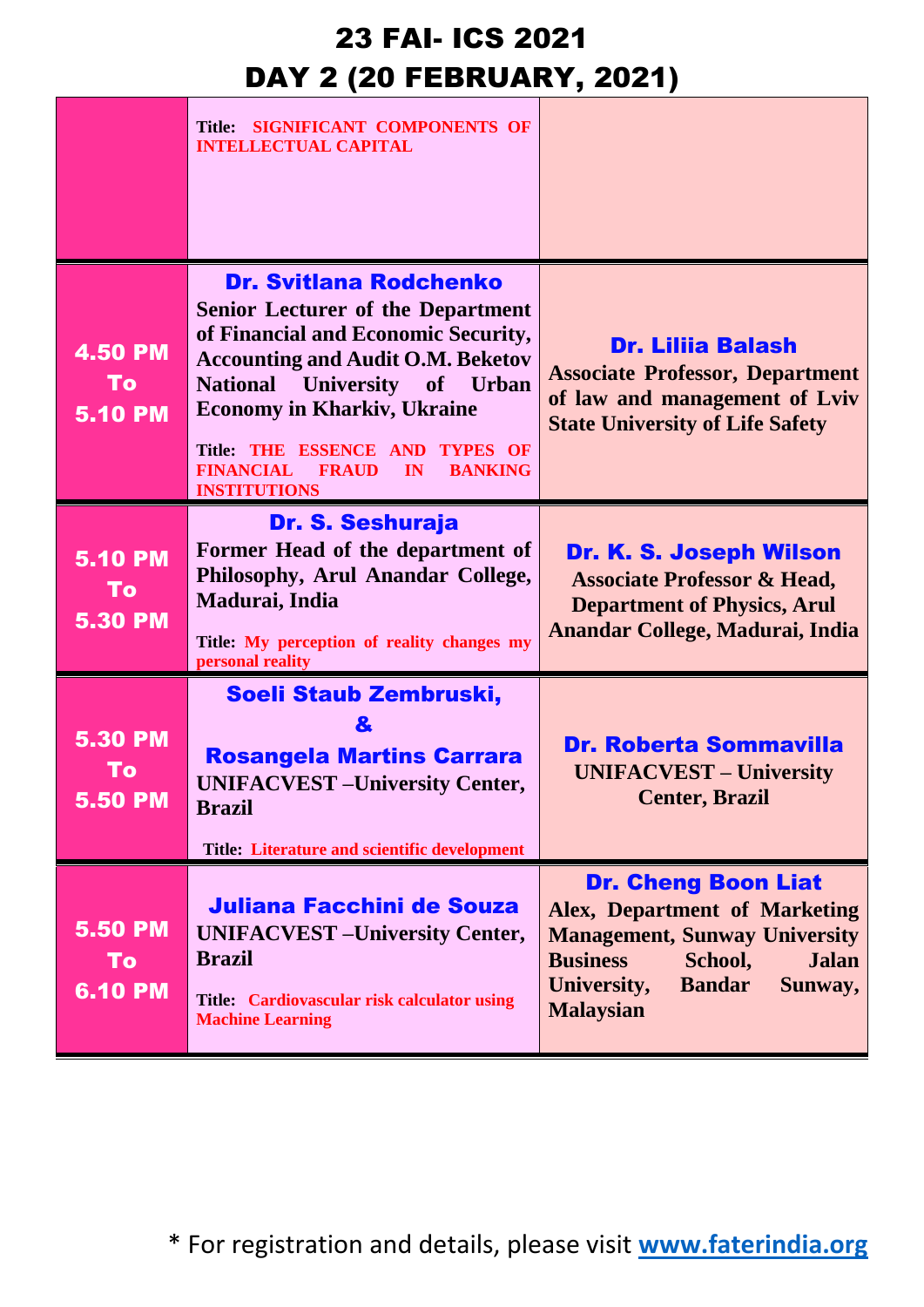# 23 FAI- ICS 2021
# DAY 2 (20 FEBRUARY, 2021)

| | | |
|---|---|---|
| | Title: SIGNIFICANT COMPONENTS OF INTELLECTUAL CAPITAL | |
| 4.50 PM To 5.10 PM | **Dr. Svitlana Rodchenko** Senior Lecturer of the Department of Financial and Economic Security, Accounting and Audit O.M. Beketov National University of Urban Economy in Kharkiv, Ukraine<br>Title: THE ESSENCE AND TYPES OF FINANCIAL FRAUD IN BANKING INSTITUTIONS | **Dr. Liliia Balash** Associate Professor, Department of law and management of Lviv State University of Life Safety |
| 5.10 PM To 5.30 PM | **Dr. S. Seshuraja** Former Head of the department of Philosophy, Arul Anandar College, Madurai, India<br>Title: My perception of reality changes my personal reality | **Dr. K. S. Joseph Wilson** Associate Professor & Head, Department of Physics, Arul Anandar College, Madurai, India |
| 5.30 PM To 5.50 PM | **Soeli Staub Zembruski, & Rosangela Martins Carrara** UNIFACVEST –University Center, Brazil<br>Title: Literature and scientific development | **Dr. Roberta Sommavilla** UNIFACVEST – University Center, Brazil |
| 5.50 PM To 6.10 PM | **Juliana Facchini de Souza** UNIFACVEST –University Center, Brazil<br>Title: Cardiovascular risk calculator using Machine Learning | **Dr. Cheng Boon Liat** Alex, Department of Marketing Management, Sunway University Business School, Jalan University, Bandar Sunway, Malaysian |

* For registration and details, please visit **www.faterindia.org**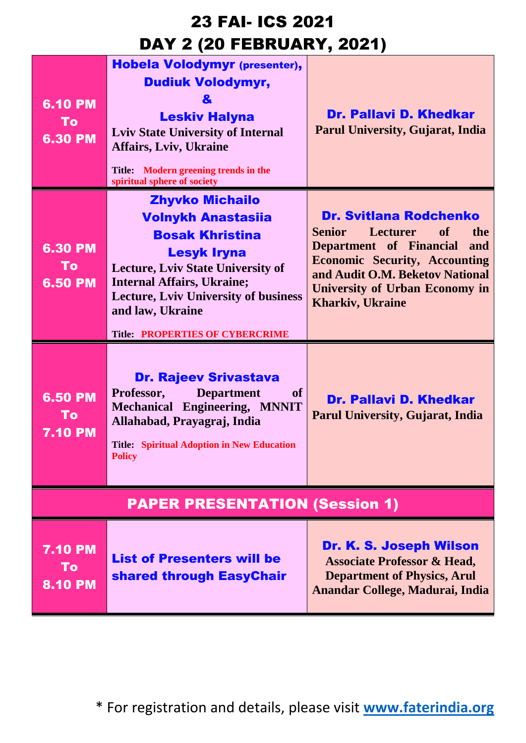# 23 FAI- ICS 2021
# DAY 2 (20 FEBRUARY, 2021)

| Time | Presenter | Chair |
|---|---|---|
| 6.10 PM To 6.30 PM | **Hobela Volodymyr** (presenter), **Dudiuk Volodymyr,** **&** **Leskiv Halyna** Lviv State University of Internal Affairs, Lviv, Ukraine **Title:** Modern greening trends in the spiritual sphere of society | **Dr. Pallavi D. Khedkar** Parul University, Gujarat, India |
| 6.30 PM To 6.50 PM | **Zhyvko Michailo** **Volnykh Anastasiia** **Bosak Khristina** **Lesyk Iryna** Lecture, Lviv State University of Internal Affairs, Ukraine; Lecture, Lviv University of business and law, Ukraine **Title:** PROPERTIES OF CYBERCRIME | **Dr. Svitlana Rodchenko** Senior Lecturer of the Department of Financial and Economic Security, Accounting and Audit O.M. Beketov National University of Urban Economy in Kharkiv, Ukraine |
| 6.50 PM To 7.10 PM | **Dr. Rajeev Srivastava** Professor, Department of Mechanical Engineering, MNNIT Allahabad, Prayagraj, India **Title:** Spiritual Adoption in New Education Policy | **Dr. Pallavi D. Khedkar** Parul University, Gujarat, India |
| **PAPER PRESENTATION (Session 1)** | | |
| 7.10 PM To 8.10 PM | **List of Presenters will be shared through EasyChair** | **Dr. K. S. Joseph Wilson** Associate Professor & Head, Department of Physics, Arul Anandar College, Madurai, India |

\* For registration and details, please visit **www.faterindia.org**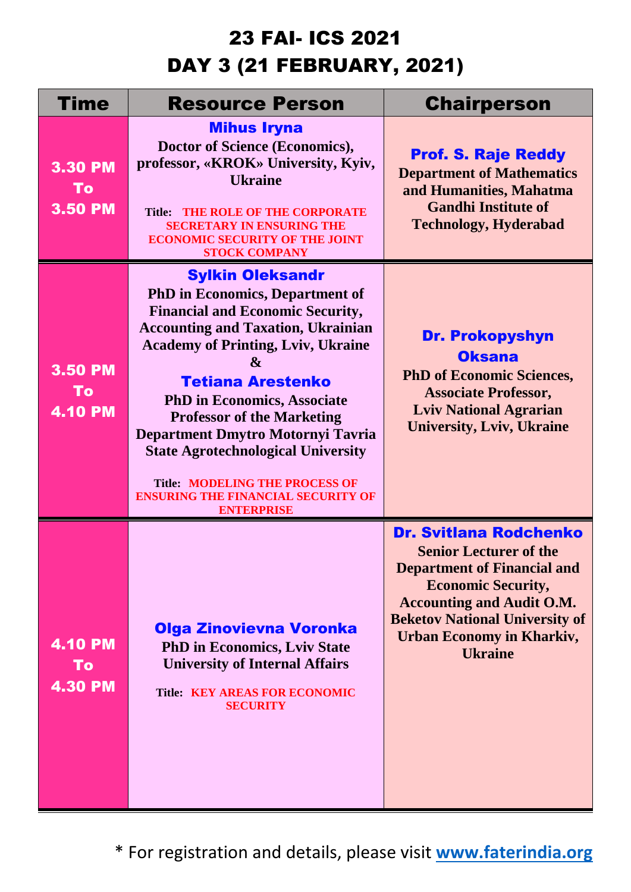# 23 FAI- ICS 2021
# DAY 3 (21 FEBRUARY, 2021)

| Time | Resource Person | Chairperson |
|---|---|---|
| 3.30 PM To 3.50 PM | **Mihus Iryna** Doctor of Science (Economics), professor, «KROK» University, Kyiv, Ukraine<br><br>Title: THE ROLE OF THE CORPORATE SECRETARY IN ENSURING THE ECONOMIC SECURITY OF THE JOINT STOCK COMPANY | **Prof. S. Raje Reddy** Department of Mathematics and Humanities, Mahatma Gandhi Institute of Technology, Hyderabad |
| 3.50 PM To 4.10 PM | **Sylkin Oleksandr** PhD in Economics, Department of Financial and Economic Security, Accounting and Taxation, Ukrainian Academy of Printing, Lviv, Ukraine & **Tetiana Arestenko** PhD in Economics, Associate Professor of the Marketing Department Dmytro Motornyi Tavria State Agrotechnological University<br><br>Title: MODELING THE PROCESS OF ENSURING THE FINANCIAL SECURITY OF ENTERPRISE | **Dr. Prokopyshyn Oksana** PhD of Economic Sciences, Associate Professor, Lviv National Agrarian University, Lviv, Ukraine |
| 4.10 PM To 4.30 PM | **Olga Zinovievna Voronka** PhD in Economics, Lviv State University of Internal Affairs<br><br>Title: KEY AREAS FOR ECONOMIC SECURITY | **Dr. Svitlana Rodchenko** Senior Lecturer of the Department of Financial and Economic Security, Accounting and Audit O.M. Beketov National University of Urban Economy in Kharkiv, Ukraine |

* For registration and details, please visit **www.faterindia.org**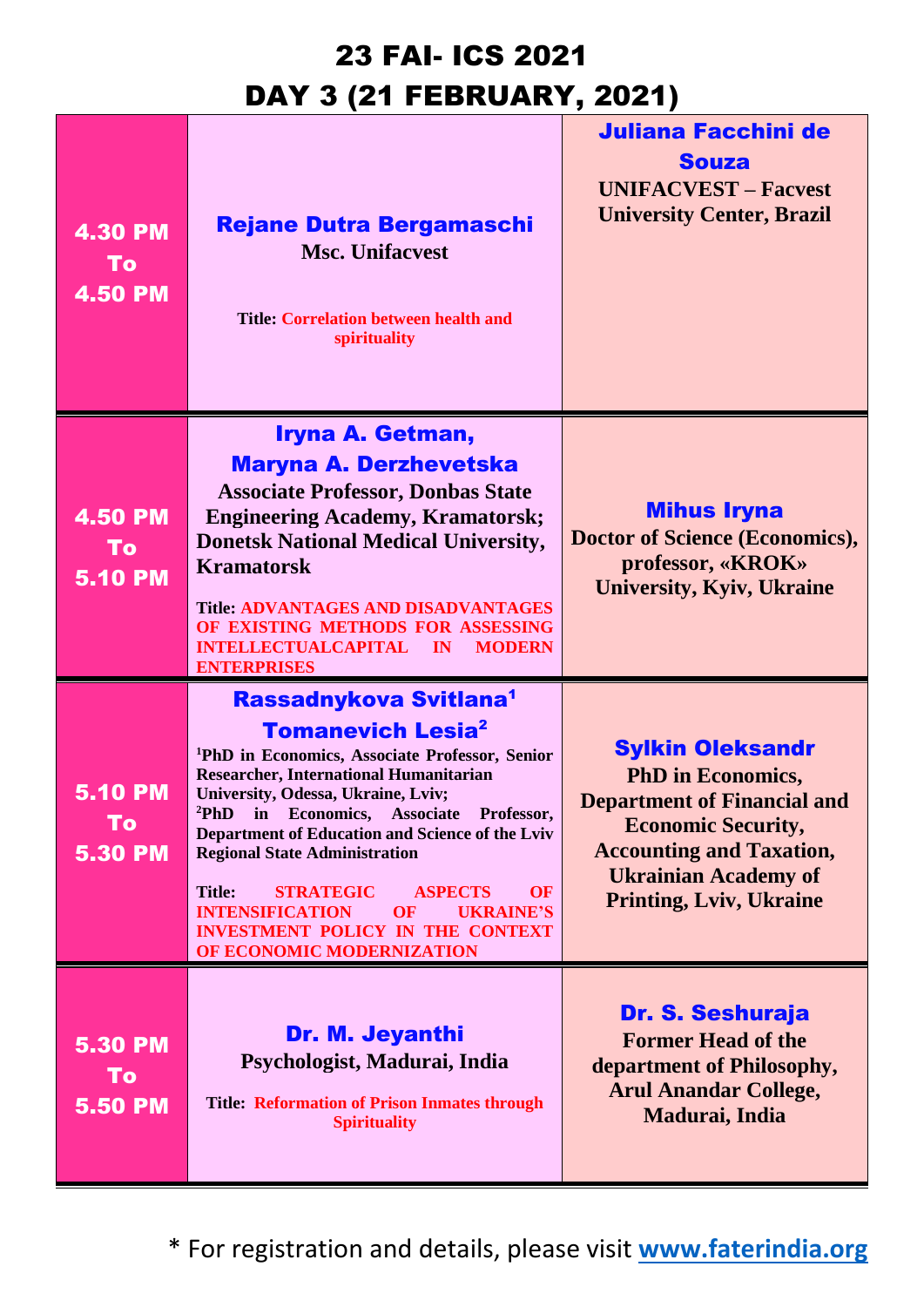# 23 FAI- ICS 2021
# DAY 3 (21 FEBRUARY, 2021)

| Time | Speaker | Chair |
|---|---|---|
| 4.30 PM To 4.50 PM | **Rejane Dutra Bergamaschi** Msc. Unifacvest<br><br>**Title:** Correlation between health and spirituality | **Juliana Facchini de Souza** UNIFACVEST – Facvest University Center, Brazil |
| 4.50 PM To 5.10 PM | **Iryna A. Getman, Maryna A. Derzhevetska** Associate Professor, Donbas State Engineering Academy, Kramatorsk; Donetsk National Medical University, Kramatorsk<br><br>**Title:** ADVANTAGES AND DISADVANTAGES OF EXISTING METHODS FOR ASSESSING INTELLECTUALCAPITAL IN MODERN ENTERPRISES | **Mihus Iryna** Doctor of Science (Economics), professor, «KROK» University, Kyiv, Ukraine |
| 5.10 PM To 5.30 PM | **Rassadnykova Svitlana[1] Tomanevich Lesia[2]**<br>[1]PhD in Economics, Associate Professor, Senior Researcher, International Humanitarian University, Odessa, Ukraine, Lviv;<br>[2]PhD in Economics, Associate Professor, Department of Education and Science of the Lviv Regional State Administration<br><br>**Title:** STRATEGIC ASPECTS OF INTENSIFICATION OF UKRAINE'S INVESTMENT POLICY IN THE CONTEXT OF ECONOMIC MODERNIZATION | **Sylkin Oleksandr** PhD in Economics, Department of Financial and Economic Security, Accounting and Taxation, Ukrainian Academy of Printing, Lviv, Ukraine |
| 5.30 PM To 5.50 PM | **Dr. M. Jeyanthi** Psychologist, Madurai, India<br><br>**Title:** Reformation of Prison Inmates through Spirituality | **Dr. S. Seshuraja** Former Head of the department of Philosophy, Arul Anandar College, Madurai, India |

\* For registration and details, please visit **www.faterindia.org**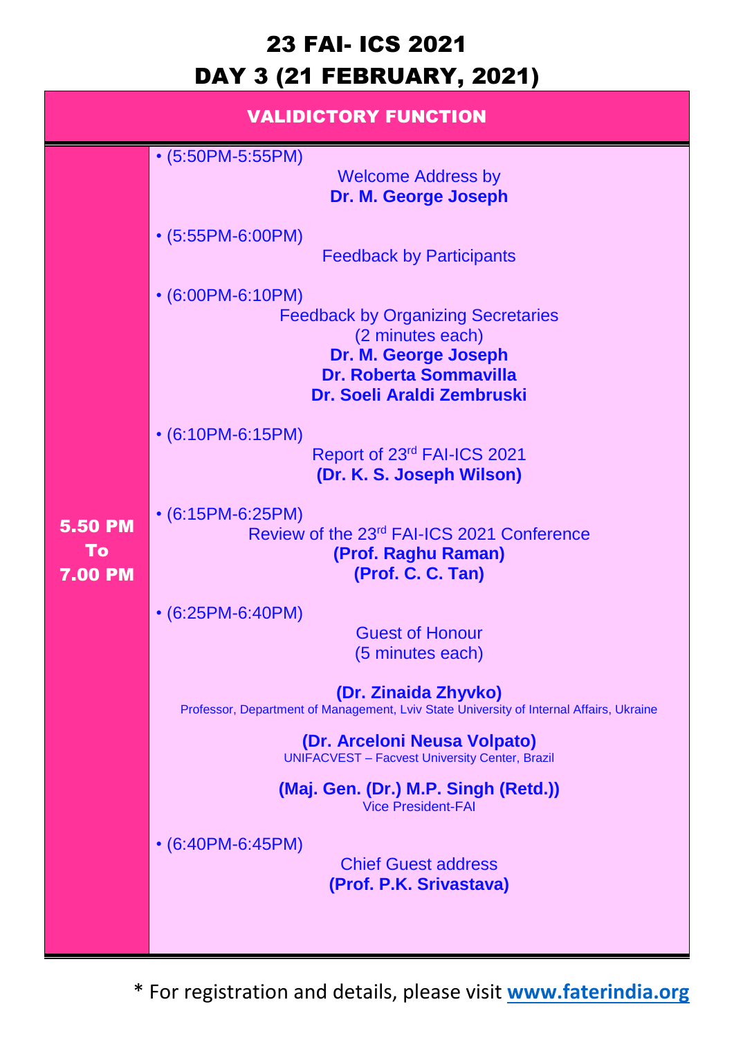# 23 FAI- ICS 2021

# DAY 3 (21 FEBRUARY, 2021)

| VALIDICTORY FUNCTION | |
|---|---|
| 5.50 PM To 7.00 PM | • (5:50PM-5:55PM) Welcome Address by **Dr. M. George Joseph**<br><br>• (5:55PM-6:00PM) Feedback by Participants<br><br>• (6:00PM-6:10PM) Feedback by Organizing Secretaries (2 minutes each) **Dr. M. George Joseph** **Dr. Roberta Sommavilla** **Dr. Soeli Araldi Zembruski**<br><br>• (6:10PM-6:15PM) Report of 23rd FAI-ICS 2021 **(Dr. K. S. Joseph Wilson)**<br><br>• (6:15PM-6:25PM) Review of the 23rd FAI-ICS 2021 Conference **(Prof. Raghu Raman)** **(Prof. C. C. Tan)**<br><br>• (6:25PM-6:40PM) Guest of Honour (5 minutes each)<br>**(Dr. Zinaida Zhyvko)** Professor, Department of Management, Lviv State University of Internal Affairs, Ukraine<br>**(Dr. Arceloni Neusa Volpato)** UNIFACVEST – Facvest University Center, Brazil<br>**(Maj. Gen. (Dr.) M.P. Singh (Retd.))** Vice President-FAI<br><br>• (6:40PM-6:45PM) Chief Guest address **(Prof. P.K. Srivastava)** |

\* For registration and details, please visit **[www.faterindia.org](http://www.faterindia.org)**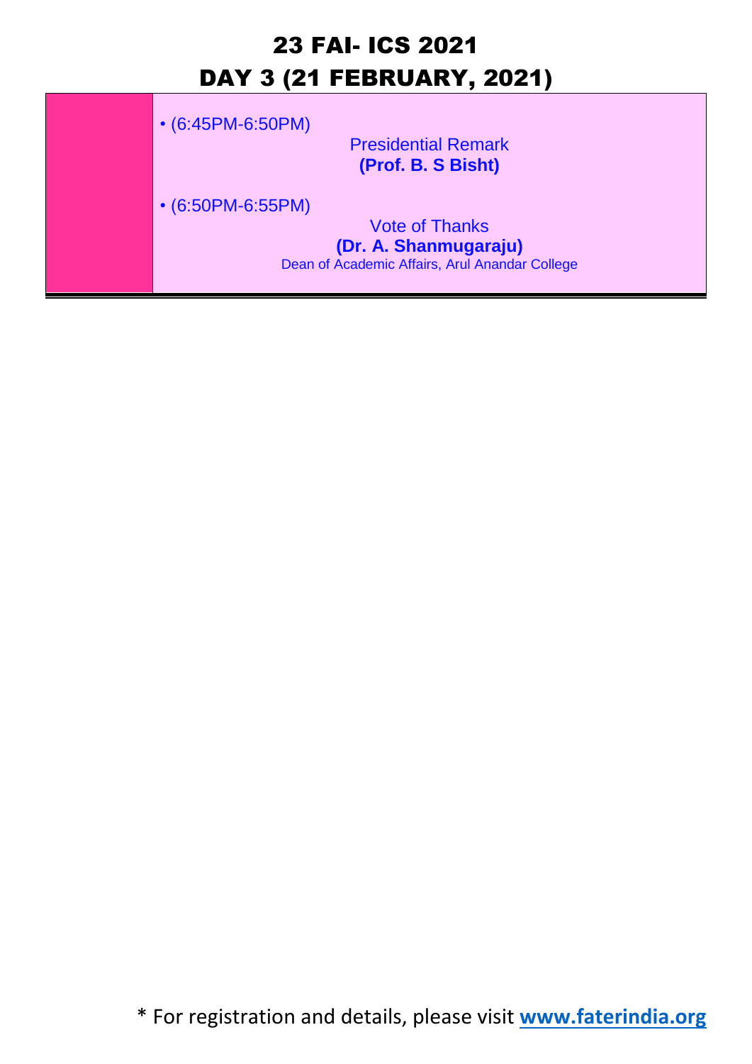# 23 FAI- ICS 2021

## DAY 3 (21 FEBRUARY, 2021)

| | |
|---|---|
| | • (6:45PM-6:50PM)<br>Presidential Remark<br>**(Prof. B. S Bisht)**<br><br>• (6:50PM-6:55PM)<br>Vote of Thanks<br>**(Dr. A. Shanmugaraju)**<br>Dean of Academic Affairs, Arul Anandar College |

\* For registration and details, please visit **www.faterindia.org**